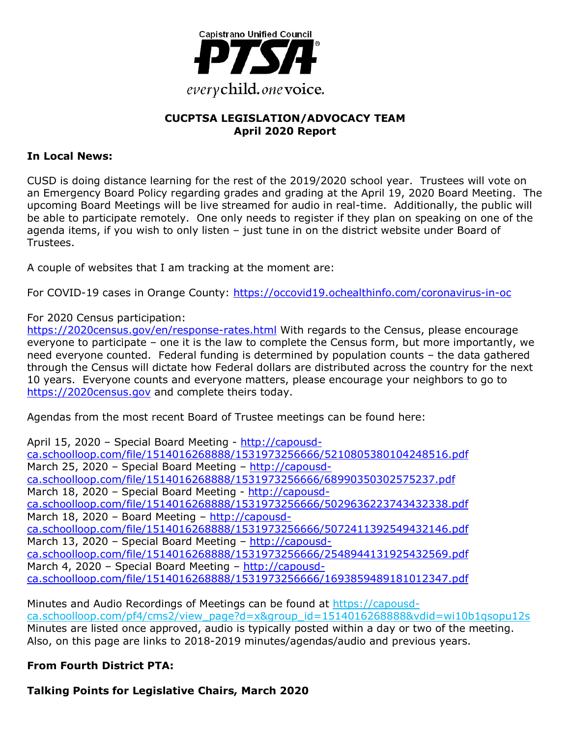Capistrano Unified Council

PTSA

everychild.onevoice.

## CUCPTSA LEGISLATION/ADVOCACY TEAM
## April 2020 Report

**In Local News:**

CUSD is doing distance learning for the rest of the 2019/2020 school year. Trustees will vote on an Emergency Board Policy regarding grades and grading at the April 19, 2020 Board Meeting. The upcoming Board Meetings will be live streamed for audio in real-time. Additionally, the public will be able to participate remotely. One only needs to register if they plan on speaking on one of the agenda items, if you wish to only listen – just tune in on the district website under Board of Trustees.

A couple of websites that I am tracking at the moment are:

For COVID-19 cases in Orange County: https://occovid19.ochealthinfo.com/coronavirus-in-oc

For 2020 Census participation:
https://2020census.gov/en/response-rates.html With regards to the Census, please encourage everyone to participate – one it is the law to complete the Census form, but more importantly, we need everyone counted. Federal funding is determined by population counts – the data gathered through the Census will dictate how Federal dollars are distributed across the country for the next 10 years. Everyone counts and everyone matters, please encourage your neighbors to go to https://2020census.gov and complete theirs today.

Agendas from the most recent Board of Trustee meetings can be found here:

April 15, 2020 – Special Board Meeting - http://capousd-ca.schoolloop.com/file/1514016268888/1531973256666/5210805380104248516.pdf
March 25, 2020 – Special Board Meeting – http://capousd-ca.schoolloop.com/file/1514016268888/1531973256666/68990350302575237.pdf
March 18, 2020 – Special Board Meeting - http://capousd-ca.schoolloop.com/file/1514016268888/1531973256666/5029636223743432338.pdf
March 18, 2020 – Board Meeting – http://capousd-ca.schoolloop.com/file/1514016268888/1531973256666/5072411392549432146.pdf
March 13, 2020 – Special Board Meeting – http://capousd-ca.schoolloop.com/file/1514016268888/1531973256666/2548944131925432569.pdf
March 4, 2020 – Special Board Meeting – http://capousd-ca.schoolloop.com/file/1514016268888/1531973256666/1693859489181012347.pdf

Minutes and Audio Recordings of Meetings can be found at https://capousd-ca.schoolloop.com/pf4/cms2/view_page?d=x&group_id=1514016268888&vdid=wi10b1qsopu12s
Minutes are listed once approved, audio is typically posted within a day or two of the meeting. Also, on this page are links to 2018-2019 minutes/agendas/audio and previous years.

**From Fourth District PTA:**

**Talking Points for Legislative Chairs, March 2020**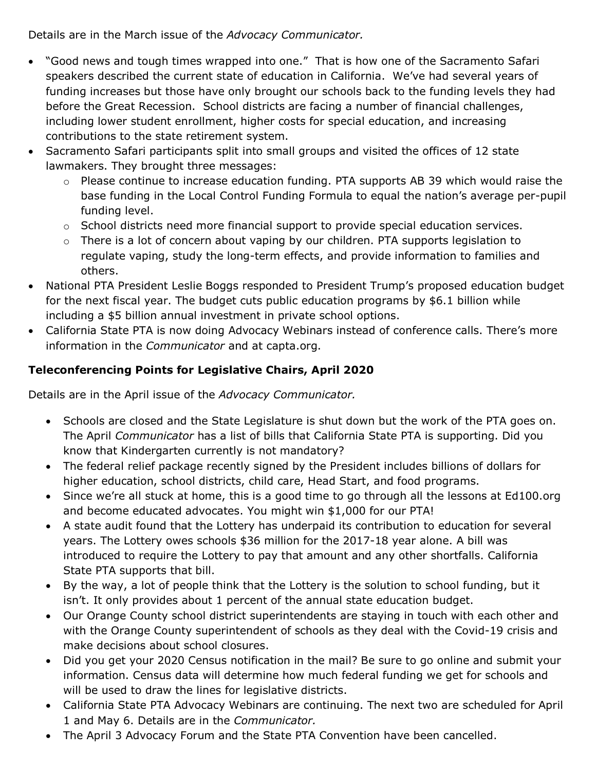Details are in the March issue of the *Advocacy Communicator.*

- "Good news and tough times wrapped into one." That is how one of the Sacramento Safari speakers described the current state of education in California. We've had several years of funding increases but those have only brought our schools back to the funding levels they had before the Great Recession. School districts are facing a number of financial challenges, including lower student enrollment, higher costs for special education, and increasing contributions to the state retirement system.
- Sacramento Safari participants split into small groups and visited the offices of 12 state lawmakers. They brought three messages:
    - Please continue to increase education funding. PTA supports AB 39 which would raise the base funding in the Local Control Funding Formula to equal the nation's average per-pupil funding level.
    - School districts need more financial support to provide special education services.
    - There is a lot of concern about vaping by our children. PTA supports legislation to regulate vaping, study the long-term effects, and provide information to families and others.
- National PTA President Leslie Boggs responded to President Trump's proposed education budget for the next fiscal year. The budget cuts public education programs by $6.1 billion while including a $5 billion annual investment in private school options.
- California State PTA is now doing Advocacy Webinars instead of conference calls. There's more information in the *Communicator* and at capta.org.

### Teleconferencing Points for Legislative Chairs, April 2020

Details are in the April issue of the *Advocacy Communicator.*

- Schools are closed and the State Legislature is shut down but the work of the PTA goes on. The April *Communicator* has a list of bills that California State PTA is supporting. Did you know that Kindergarten currently is not mandatory?
- The federal relief package recently signed by the President includes billions of dollars for higher education, school districts, child care, Head Start, and food programs.
- Since we're all stuck at home, this is a good time to go through all the lessons at Ed100.org and become educated advocates. You might win $1,000 for our PTA!
- A state audit found that the Lottery has underpaid its contribution to education for several years. The Lottery owes schools $36 million for the 2017-18 year alone. A bill was introduced to require the Lottery to pay that amount and any other shortfalls. California State PTA supports that bill.
- By the way, a lot of people think that the Lottery is the solution to school funding, but it isn't. It only provides about 1 percent of the annual state education budget.
- Our Orange County school district superintendents are staying in touch with each other and with the Orange County superintendent of schools as they deal with the Covid-19 crisis and make decisions about school closures.
- Did you get your 2020 Census notification in the mail? Be sure to go online and submit your information. Census data will determine how much federal funding we get for schools and will be used to draw the lines for legislative districts.
- California State PTA Advocacy Webinars are continuing. The next two are scheduled for April 1 and May 6. Details are in the *Communicator.*
- The April 3 Advocacy Forum and the State PTA Convention have been cancelled.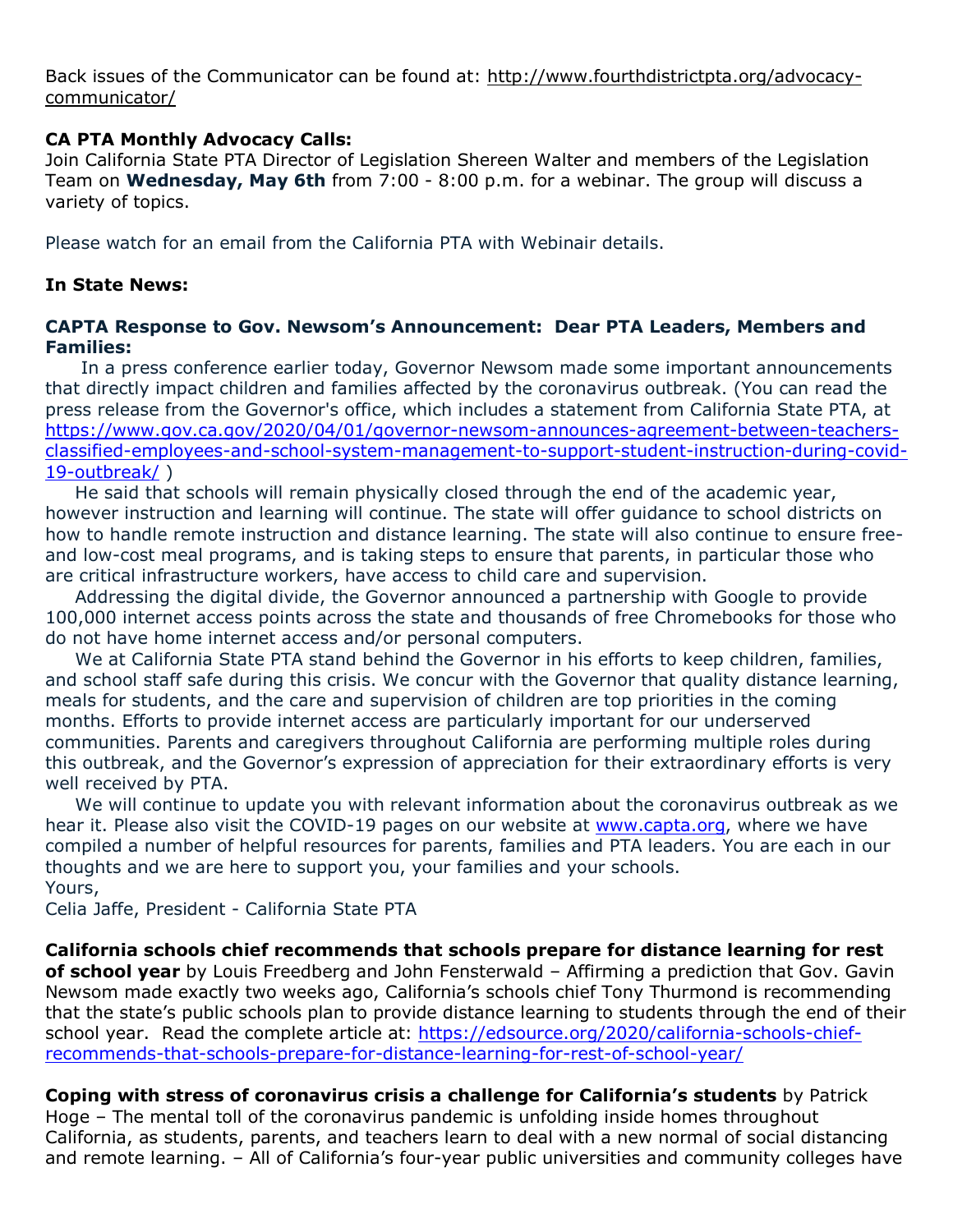Back issues of the Communicator can be found at: [http://www.fourthdistrictpta.org/advocacy-communicator/](http://www.fourthdistrictpta.org/advocacy-communicator/)

**CA PTA Monthly Advocacy Calls:**
Join California State PTA Director of Legislation Shereen Walter and members of the Legislation Team on **Wednesday, May 6th** from 7:00 - 8:00 p.m. for a webinar. The group will discuss a variety of topics.

Please watch for an email from the California PTA with Webinair details.

**In State News:**

**CAPTA Response to Gov. Newsom's Announcement: Dear PTA Leaders, Members and Families:**

In a press conference earlier today, Governor Newsom made some important announcements that directly impact children and families affected by the coronavirus outbreak. (You can read the press release from the Governor's office, which includes a statement from California State PTA, at [https://www.gov.ca.gov/2020/04/01/governor-newsom-announces-agreement-between-teachers-classified-employees-and-school-system-management-to-support-student-instruction-during-covid-19-outbreak/](https://www.gov.ca.gov/2020/04/01/governor-newsom-announces-agreement-between-teachers-classified-employees-and-school-system-management-to-support-student-instruction-during-covid-19-outbreak/) )

He said that schools will remain physically closed through the end of the academic year, however instruction and learning will continue. The state will offer guidance to school districts on how to handle remote instruction and distance learning. The state will also continue to ensure free- and low-cost meal programs, and is taking steps to ensure that parents, in particular those who are critical infrastructure workers, have access to child care and supervision.

Addressing the digital divide, the Governor announced a partnership with Google to provide 100,000 internet access points across the state and thousands of free Chromebooks for those who do not have home internet access and/or personal computers.

We at California State PTA stand behind the Governor in his efforts to keep children, families, and school staff safe during this crisis. We concur with the Governor that quality distance learning, meals for students, and the care and supervision of children are top priorities in the coming months. Efforts to provide internet access are particularly important for our underserved communities. Parents and caregivers throughout California are performing multiple roles during this outbreak, and the Governor's expression of appreciation for their extraordinary efforts is very well received by PTA.

We will continue to update you with relevant information about the coronavirus outbreak as we hear it. Please also visit the COVID-19 pages on our website at [www.capta.org](www.capta.org), where we have compiled a number of helpful resources for parents, families and PTA leaders. You are each in our thoughts and we are here to support you, your families and your schools.

Yours,

Celia Jaffe, President - California State PTA

**California schools chief recommends that schools prepare for distance learning for rest of school year** by Louis Freedberg and John Fensterwald – Affirming a prediction that Gov. Gavin Newsom made exactly two weeks ago, California's schools chief Tony Thurmond is recommending that the state's public schools plan to provide distance learning to students through the end of their school year. Read the complete article at: [https://edsource.org/2020/california-schools-chief-recommends-that-schools-prepare-for-distance-learning-for-rest-of-school-year/](https://edsource.org/2020/california-schools-chief-recommends-that-schools-prepare-for-distance-learning-for-rest-of-school-year/)

**Coping with stress of coronavirus crisis a challenge for California's students** by Patrick Hoge – The mental toll of the coronavirus pandemic is unfolding inside homes throughout California, as students, parents, and teachers learn to deal with a new normal of social distancing and remote learning. – All of California's four-year public universities and community colleges have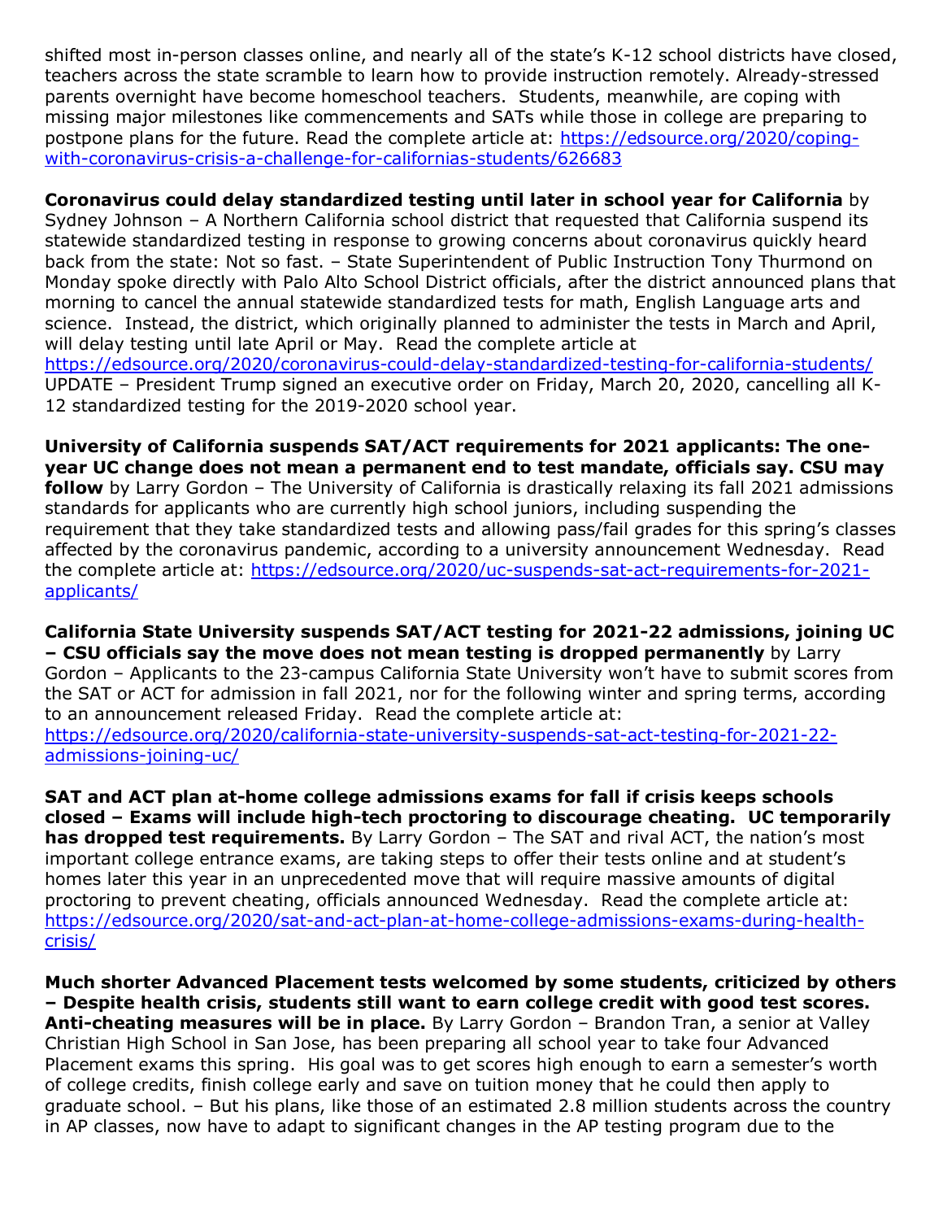shifted most in-person classes online, and nearly all of the state's K-12 school districts have closed, teachers across the state scramble to learn how to provide instruction remotely. Already-stressed parents overnight have become homeschool teachers. Students, meanwhile, are coping with missing major milestones like commencements and SATs while those in college are preparing to postpone plans for the future. Read the complete article at: https://edsource.org/2020/coping-with-coronavirus-crisis-a-challenge-for-californias-students/626683

**Coronavirus could delay standardized testing until later in school year for California** by Sydney Johnson – A Northern California school district that requested that California suspend its statewide standardized testing in response to growing concerns about coronavirus quickly heard back from the state: Not so fast. – State Superintendent of Public Instruction Tony Thurmond on Monday spoke directly with Palo Alto School District officials, after the district announced plans that morning to cancel the annual statewide standardized tests for math, English Language arts and science. Instead, the district, which originally planned to administer the tests in March and April, will delay testing until late April or May. Read the complete article at https://edsource.org/2020/coronavirus-could-delay-standardized-testing-for-california-students/ UPDATE – President Trump signed an executive order on Friday, March 20, 2020, cancelling all K-12 standardized testing for the 2019-2020 school year.

**University of California suspends SAT/ACT requirements for 2021 applicants: The one-year UC change does not mean a permanent end to test mandate, officials say. CSU may follow** by Larry Gordon – The University of California is drastically relaxing its fall 2021 admissions standards for applicants who are currently high school juniors, including suspending the requirement that they take standardized tests and allowing pass/fail grades for this spring's classes affected by the coronavirus pandemic, according to a university announcement Wednesday. Read the complete article at: https://edsource.org/2020/uc-suspends-sat-act-requirements-for-2021-applicants/

**California State University suspends SAT/ACT testing for 2021-22 admissions, joining UC – CSU officials say the move does not mean testing is dropped permanently** by Larry Gordon – Applicants to the 23-campus California State University won't have to submit scores from the SAT or ACT for admission in fall 2021, nor for the following winter and spring terms, according to an announcement released Friday. Read the complete article at: https://edsource.org/2020/california-state-university-suspends-sat-act-testing-for-2021-22-admissions-joining-uc/

**SAT and ACT plan at-home college admissions exams for fall if crisis keeps schools closed – Exams will include high-tech proctoring to discourage cheating. UC temporarily has dropped test requirements.** By Larry Gordon – The SAT and rival ACT, the nation's most important college entrance exams, are taking steps to offer their tests online and at student's homes later this year in an unprecedented move that will require massive amounts of digital proctoring to prevent cheating, officials announced Wednesday. Read the complete article at: https://edsource.org/2020/sat-and-act-plan-at-home-college-admissions-exams-during-health-crisis/

**Much shorter Advanced Placement tests welcomed by some students, criticized by others – Despite health crisis, students still want to earn college credit with good test scores. Anti-cheating measures will be in place.** By Larry Gordon – Brandon Tran, a senior at Valley Christian High School in San Jose, has been preparing all school year to take four Advanced Placement exams this spring. His goal was to get scores high enough to earn a semester's worth of college credits, finish college early and save on tuition money that he could then apply to graduate school. – But his plans, like those of an estimated 2.8 million students across the country in AP classes, now have to adapt to significant changes in the AP testing program due to the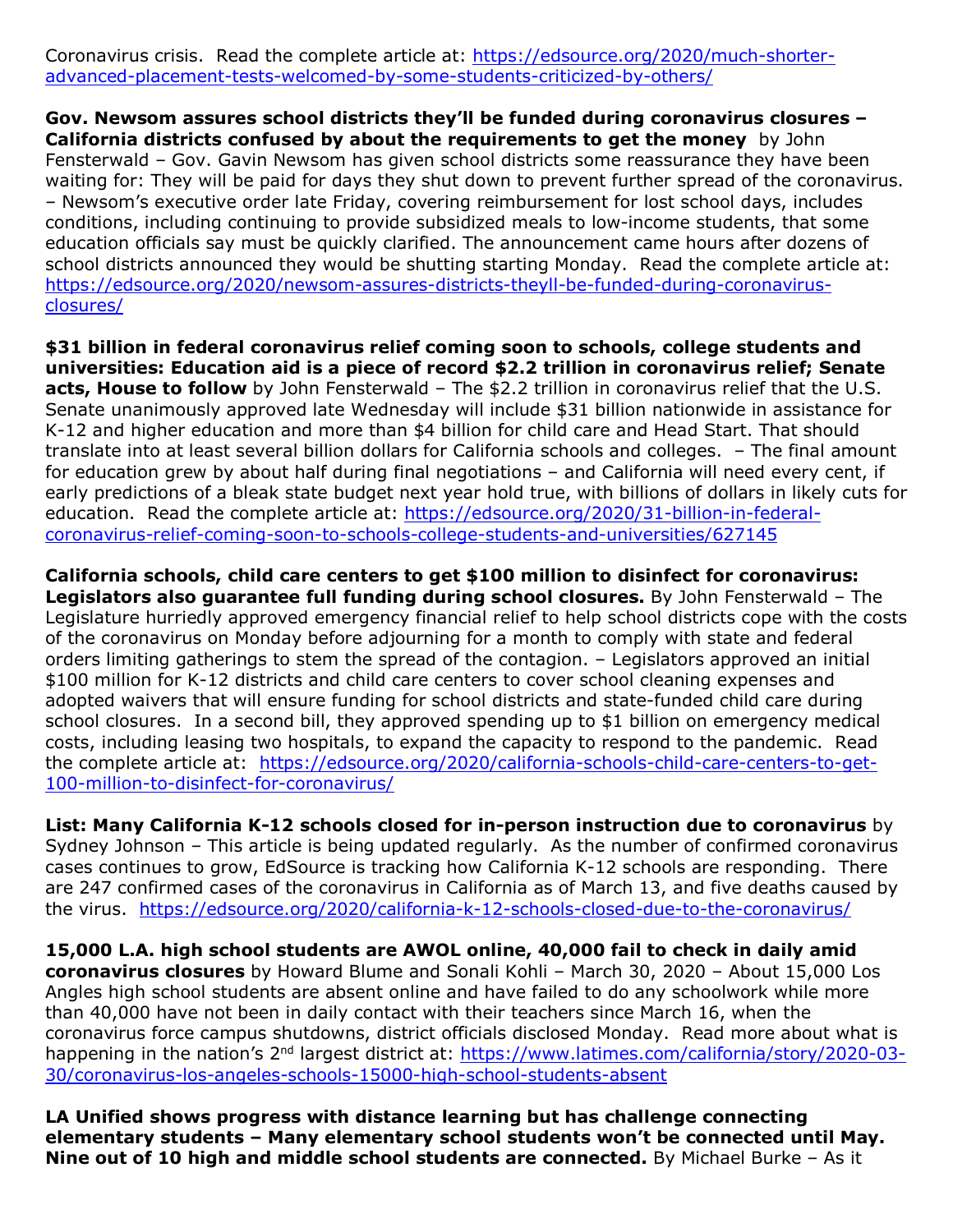Coronavirus crisis. Read the complete article at: https://edsource.org/2020/much-shorter-advanced-placement-tests-welcomed-by-some-students-criticized-by-others/

**Gov. Newsom assures school districts they'll be funded during coronavirus closures – California districts confused by about the requirements to get the money** by John Fensterwald – Gov. Gavin Newsom has given school districts some reassurance they have been waiting for: They will be paid for days they shut down to prevent further spread of the coronavirus. – Newsom's executive order late Friday, covering reimbursement for lost school days, includes conditions, including continuing to provide subsidized meals to low-income students, that some education officials say must be quickly clarified. The announcement came hours after dozens of school districts announced they would be shutting starting Monday. Read the complete article at: https://edsource.org/2020/newsom-assures-districts-theyll-be-funded-during-coronavirus-closures/

**$31 billion in federal coronavirus relief coming soon to schools, college students and universities: Education aid is a piece of record $2.2 trillion in coronavirus relief; Senate acts, House to follow** by John Fensterwald – The $2.2 trillion in coronavirus relief that the U.S. Senate unanimously approved late Wednesday will include $31 billion nationwide in assistance for K-12 and higher education and more than $4 billion for child care and Head Start. That should translate into at least several billion dollars for California schools and colleges. – The final amount for education grew by about half during final negotiations – and California will need every cent, if early predictions of a bleak state budget next year hold true, with billions of dollars in likely cuts for education. Read the complete article at: https://edsource.org/2020/31-billion-in-federal-coronavirus-relief-coming-soon-to-schools-college-students-and-universities/627145

**California schools, child care centers to get $100 million to disinfect for coronavirus: Legislators also guarantee full funding during school closures.** By John Fensterwald – The Legislature hurriedly approved emergency financial relief to help school districts cope with the costs of the coronavirus on Monday before adjourning for a month to comply with state and federal orders limiting gatherings to stem the spread of the contagion. – Legislators approved an initial $100 million for K-12 districts and child care centers to cover school cleaning expenses and adopted waivers that will ensure funding for school districts and state-funded child care during school closures. In a second bill, they approved spending up to $1 billion on emergency medical costs, including leasing two hospitals, to expand the capacity to respond to the pandemic. Read the complete article at: https://edsource.org/2020/california-schools-child-care-centers-to-get-100-million-to-disinfect-for-coronavirus/

**List: Many California K-12 schools closed for in-person instruction due to coronavirus** by Sydney Johnson – This article is being updated regularly. As the number of confirmed coronavirus cases continues to grow, EdSource is tracking how California K-12 schools are responding. There are 247 confirmed cases of the coronavirus in California as of March 13, and five deaths caused by the virus. https://edsource.org/2020/california-k-12-schools-closed-due-to-the-coronavirus/

**15,000 L.A. high school students are AWOL online, 40,000 fail to check in daily amid coronavirus closures** by Howard Blume and Sonali Kohli – March 30, 2020 – About 15,000 Los Angles high school students are absent online and have failed to do any schoolwork while more than 40,000 have not been in daily contact with their teachers since March 16, when the coronavirus force campus shutdowns, district officials disclosed Monday. Read more about what is happening in the nation's 2nd largest district at: https://www.latimes.com/california/story/2020-03-30/coronavirus-los-angeles-schools-15000-high-school-students-absent

**LA Unified shows progress with distance learning but has challenge connecting elementary students – Many elementary school students won't be connected until May. Nine out of 10 high and middle school students are connected.** By Michael Burke – As it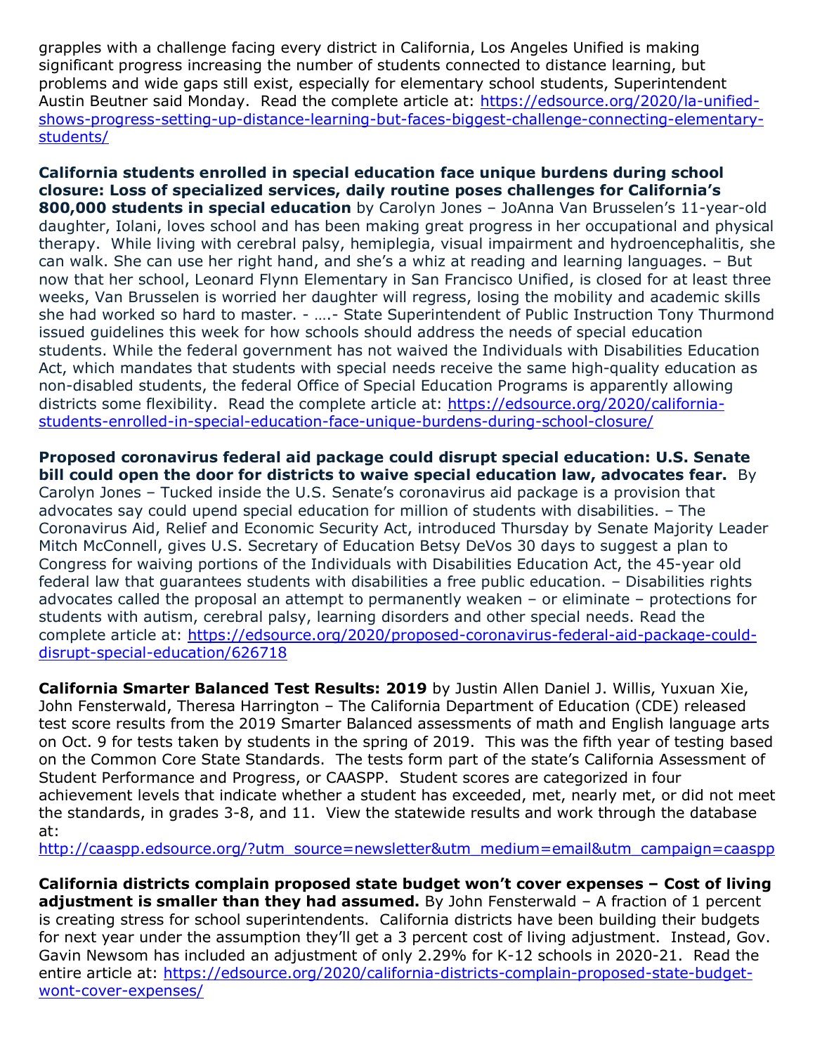grapples with a challenge facing every district in California, Los Angeles Unified is making significant progress increasing the number of students connected to distance learning, but problems and wide gaps still exist, especially for elementary school students, Superintendent Austin Beutner said Monday. Read the complete article at: https://edsource.org/2020/la-unified-shows-progress-setting-up-distance-learning-but-faces-biggest-challenge-connecting-elementary-students/

**California students enrolled in special education face unique burdens during school closure: Loss of specialized services, daily routine poses challenges for California's 800,000 students in special education** by Carolyn Jones – JoAnna Van Brusselen's 11-year-old daughter, Iolani, loves school and has been making great progress in her occupational and physical therapy. While living with cerebral palsy, hemiplegia, visual impairment and hydroencephalitis, she can walk. She can use her right hand, and she's a whiz at reading and learning languages. – But now that her school, Leonard Flynn Elementary in San Francisco Unified, is closed for at least three weeks, Van Brusselen is worried her daughter will regress, losing the mobility and academic skills she had worked so hard to master. - ….- State Superintendent of Public Instruction Tony Thurmond issued guidelines this week for how schools should address the needs of special education students. While the federal government has not waived the Individuals with Disabilities Education Act, which mandates that students with special needs receive the same high-quality education as non-disabled students, the federal Office of Special Education Programs is apparently allowing districts some flexibility. Read the complete article at: https://edsource.org/2020/california-students-enrolled-in-special-education-face-unique-burdens-during-school-closure/

**Proposed coronavirus federal aid package could disrupt special education: U.S. Senate bill could open the door for districts to waive special education law, advocates fear.** By Carolyn Jones – Tucked inside the U.S. Senate's coronavirus aid package is a provision that advocates say could upend special education for million of students with disabilities. – The Coronavirus Aid, Relief and Economic Security Act, introduced Thursday by Senate Majority Leader Mitch McConnell, gives U.S. Secretary of Education Betsy DeVos 30 days to suggest a plan to Congress for waiving portions of the Individuals with Disabilities Education Act, the 45-year old federal law that guarantees students with disabilities a free public education. – Disabilities rights advocates called the proposal an attempt to permanently weaken – or eliminate – protections for students with autism, cerebral palsy, learning disorders and other special needs. Read the complete article at: https://edsource.org/2020/proposed-coronavirus-federal-aid-package-could-disrupt-special-education/626718

**California Smarter Balanced Test Results: 2019** by Justin Allen Daniel J. Willis, Yuxuan Xie, John Fensterwald, Theresa Harrington – The California Department of Education (CDE) released test score results from the 2019 Smarter Balanced assessments of math and English language arts on Oct. 9 for tests taken by students in the spring of 2019. This was the fifth year of testing based on the Common Core State Standards. The tests form part of the state's California Assessment of Student Performance and Progress, or CAASPP. Student scores are categorized in four achievement levels that indicate whether a student has exceeded, met, nearly met, or did not meet the standards, in grades 3-8, and 11. View the statewide results and work through the database at:
http://caaspp.edsource.org/?utm_source=newsletter&utm_medium=email&utm_campaign=caaspp

**California districts complain proposed state budget won't cover expenses – Cost of living adjustment is smaller than they had assumed.** By John Fensterwald – A fraction of 1 percent is creating stress for school superintendents. California districts have been building their budgets for next year under the assumption they'll get a 3 percent cost of living adjustment. Instead, Gov. Gavin Newsom has included an adjustment of only 2.29% for K-12 schools in 2020-21. Read the entire article at: https://edsource.org/2020/california-districts-complain-proposed-state-budget-wont-cover-expenses/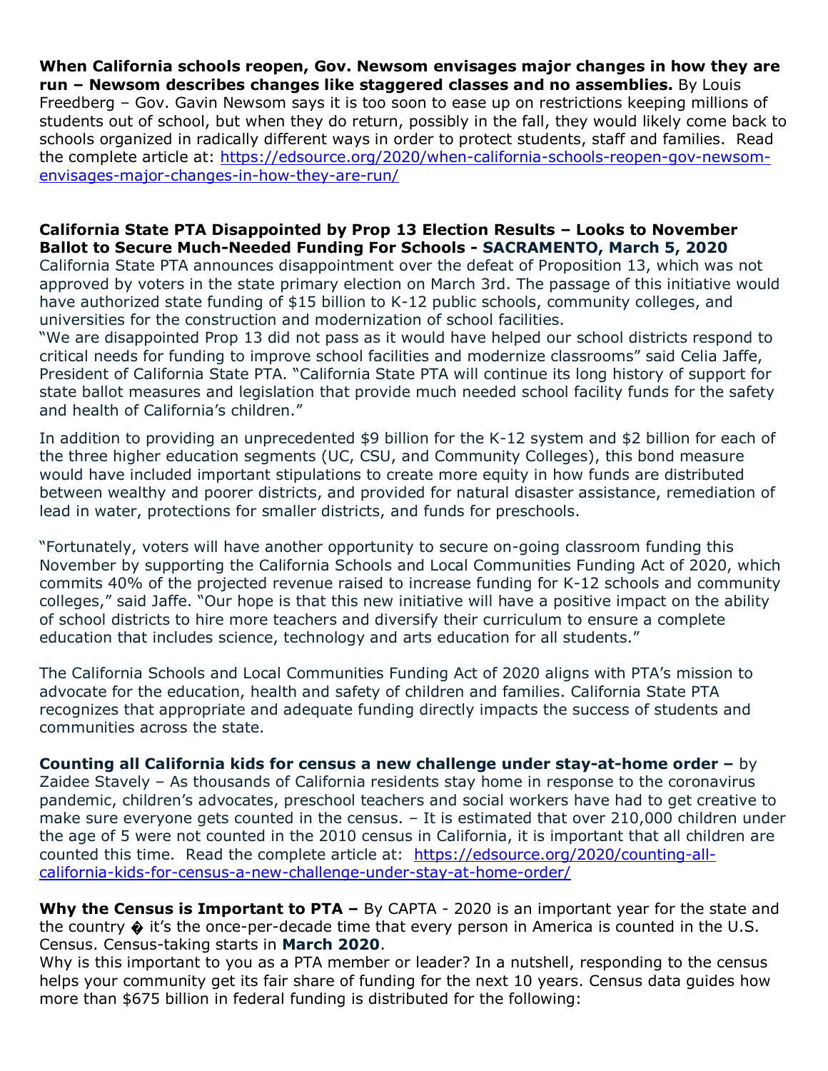**When California schools reopen, Gov. Newsom envisages major changes in how they are run – Newsom describes changes like staggered classes and no assemblies.** By Louis Freedberg – Gov. Gavin Newsom says it is too soon to ease up on restrictions keeping millions of students out of school, but when they do return, possibly in the fall, they would likely come back to schools organized in radically different ways in order to protect students, staff and families. Read the complete article at: https://edsource.org/2020/when-california-schools-reopen-gov-newsom-envisages-major-changes-in-how-they-are-run/

**California State PTA Disappointed by Prop 13 Election Results – Looks to November Ballot to Secure Much-Needed Funding For Schools - SACRAMENTO, March 5, 2020**
California State PTA announces disappointment over the defeat of Proposition 13, which was not approved by voters in the state primary election on March 3rd. The passage of this initiative would have authorized state funding of $15 billion to K-12 public schools, community colleges, and universities for the construction and modernization of school facilities.
"We are disappointed Prop 13 did not pass as it would have helped our school districts respond to critical needs for funding to improve school facilities and modernize classrooms" said Celia Jaffe, President of California State PTA. "California State PTA will continue its long history of support for state ballot measures and legislation that provide much needed school facility funds for the safety and health of California's children."

In addition to providing an unprecedented $9 billion for the K-12 system and $2 billion for each of the three higher education segments (UC, CSU, and Community Colleges), this bond measure would have included important stipulations to create more equity in how funds are distributed between wealthy and poorer districts, and provided for natural disaster assistance, remediation of lead in water, protections for smaller districts, and funds for preschools.

"Fortunately, voters will have another opportunity to secure on-going classroom funding this November by supporting the California Schools and Local Communities Funding Act of 2020, which commits 40% of the projected revenue raised to increase funding for K-12 schools and community colleges," said Jaffe. "Our hope is that this new initiative will have a positive impact on the ability of school districts to hire more teachers and diversify their curriculum to ensure a complete education that includes science, technology and arts education for all students."

The California Schools and Local Communities Funding Act of 2020 aligns with PTA's mission to advocate for the education, health and safety of children and families. California State PTA recognizes that appropriate and adequate funding directly impacts the success of students and communities across the state.

**Counting all California kids for census a new challenge under stay-at-home order –** by Zaidee Stavely – As thousands of California residents stay home in response to the coronavirus pandemic, children's advocates, preschool teachers and social workers have had to get creative to make sure everyone gets counted in the census. – It is estimated that over 210,000 children under the age of 5 were not counted in the 2010 census in California, it is important that all children are counted this time. Read the complete article at: https://edsource.org/2020/counting-all-california-kids-for-census-a-new-challenge-under-stay-at-home-order/

**Why the Census is Important to PTA –** By CAPTA - 2020 is an important year for the state and the country � it's the once-per-decade time that every person in America is counted in the U.S. Census. Census-taking starts in **March 2020**.
Why is this important to you as a PTA member or leader? In a nutshell, responding to the census helps your community get its fair share of funding for the next 10 years. Census data guides how more than $675 billion in federal funding is distributed for the following: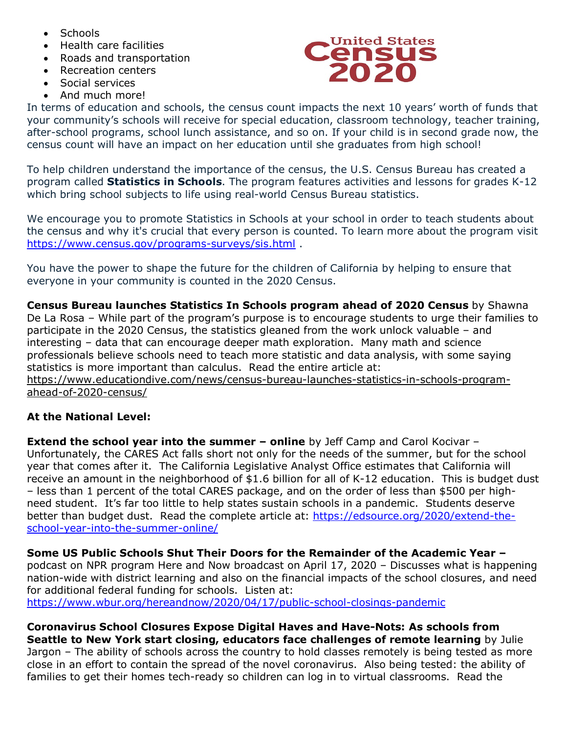- Schools
- Health care facilities
- Roads and transportation
- Recreation centers
- Social services
- And much more!

In terms of education and schools, the census count impacts the next 10 years' worth of funds that your community's schools will receive for special education, classroom technology, teacher training, after-school programs, school lunch assistance, and so on. If your child is in second grade now, the census count will have an impact on her education until she graduates from high school!

To help children understand the importance of the census, the U.S. Census Bureau has created a program called **Statistics in Schools**. The program features activities and lessons for grades K-12 which bring school subjects to life using real-world Census Bureau statistics.

We encourage you to promote Statistics in Schools at your school in order to teach students about the census and why it's crucial that every person is counted. To learn more about the program visit https://www.census.gov/programs-surveys/sis.html .

You have the power to shape the future for the children of California by helping to ensure that everyone in your community is counted in the 2020 Census.

**Census Bureau launches Statistics In Schools program ahead of 2020 Census** by Shawna De La Rosa – While part of the program's purpose is to encourage students to urge their families to participate in the 2020 Census, the statistics gleaned from the work unlock valuable – and interesting – data that can encourage deeper math exploration. Many math and science professionals believe schools need to teach more statistic and data analysis, with some saying statistics is more important than calculus. Read the entire article at: https://www.educationdive.com/news/census-bureau-launches-statistics-in-schools-program-ahead-of-2020-census/

**At the National Level:**

**Extend the school year into the summer – online** by Jeff Camp and Carol Kocivar – Unfortunately, the CARES Act falls short not only for the needs of the summer, but for the school year that comes after it. The California Legislative Analyst Office estimates that California will receive an amount in the neighborhood of $1.6 billion for all of K-12 education. This is budget dust – less than 1 percent of the total CARES package, and on the order of less than $500 per high-need student. It's far too little to help states sustain schools in a pandemic. Students deserve better than budget dust. Read the complete article at: https://edsource.org/2020/extend-the-school-year-into-the-summer-online/

**Some US Public Schools Shut Their Doors for the Remainder of the Academic Year –** podcast on NPR program Here and Now broadcast on April 17, 2020 – Discusses what is happening nation-wide with district learning and also on the financial impacts of the school closures, and need for additional federal funding for schools. Listen at: https://www.wbur.org/hereandnow/2020/04/17/public-school-closings-pandemic

**Coronavirus School Closures Expose Digital Haves and Have-Nots: As schools from Seattle to New York start closing, educators face challenges of remote learning** by Julie Jargon – The ability of schools across the country to hold classes remotely is being tested as more close in an effort to contain the spread of the novel coronavirus. Also being tested: the ability of families to get their homes tech-ready so children can log in to virtual classrooms. Read the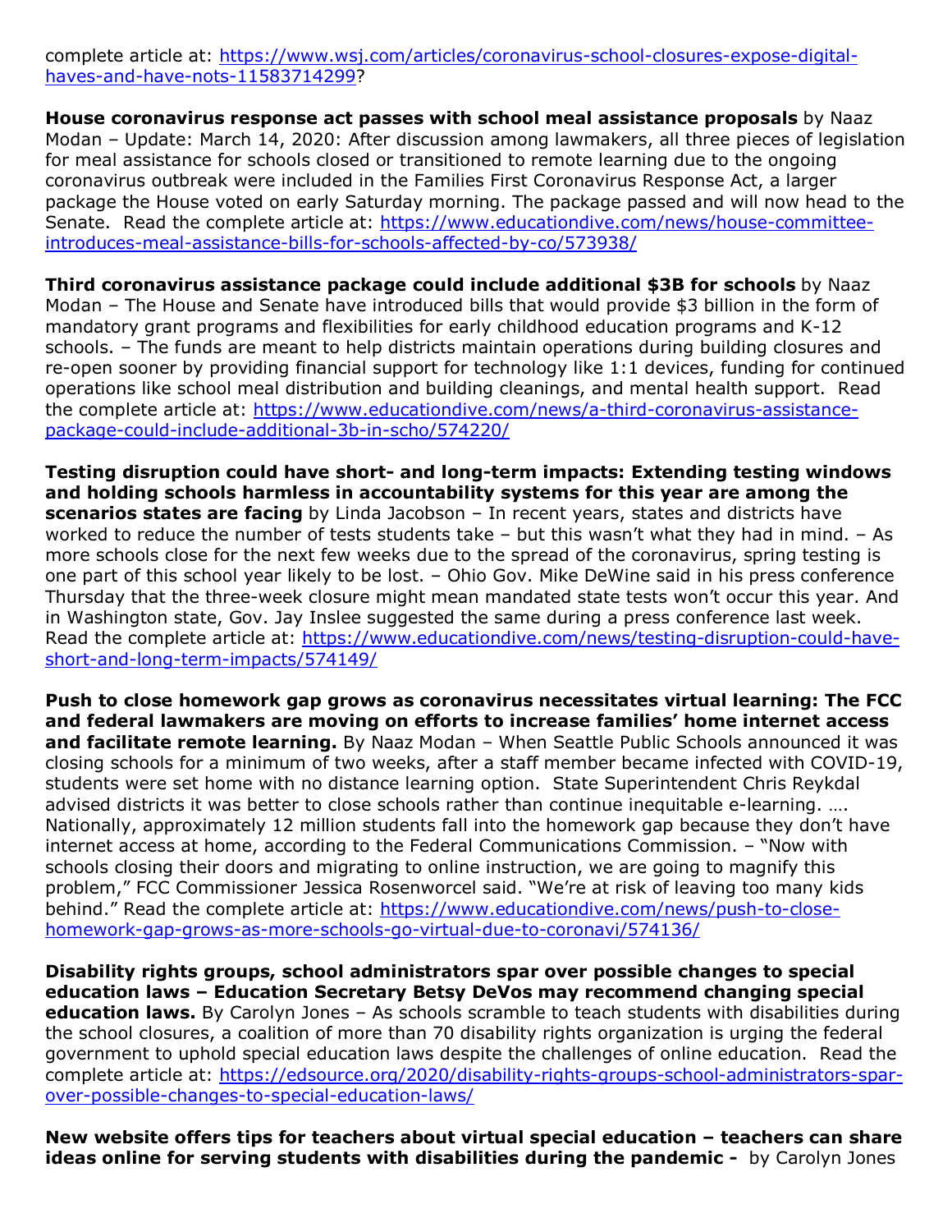complete article at: [https://www.wsj.com/articles/coronavirus-school-closures-expose-digital-haves-and-have-nots-11583714299](https://www.wsj.com/articles/coronavirus-school-closures-expose-digital-haves-and-have-nots-11583714299)?

**House coronavirus response act passes with school meal assistance proposals** by Naaz Modan – Update: March 14, 2020: After discussion among lawmakers, all three pieces of legislation for meal assistance for schools closed or transitioned to remote learning due to the ongoing coronavirus outbreak were included in the Families First Coronavirus Response Act, a larger package the House voted on early Saturday morning. The package passed and will now head to the Senate. Read the complete article at: [https://www.educationdive.com/news/house-committee-introduces-meal-assistance-bills-for-schools-affected-by-co/573938/](https://www.educationdive.com/news/house-committee-introduces-meal-assistance-bills-for-schools-affected-by-co/573938/)

**Third coronavirus assistance package could include additional $3B for schools** by Naaz Modan – The House and Senate have introduced bills that would provide $3 billion in the form of mandatory grant programs and flexibilities for early childhood education programs and K-12 schools. – The funds are meant to help districts maintain operations during building closures and re-open sooner by providing financial support for technology like 1:1 devices, funding for continued operations like school meal distribution and building cleanings, and mental health support. Read the complete article at: [https://www.educationdive.com/news/a-third-coronavirus-assistance-package-could-include-additional-3b-in-scho/574220/](https://www.educationdive.com/news/a-third-coronavirus-assistance-package-could-include-additional-3b-in-scho/574220/)

**Testing disruption could have short- and long-term impacts: Extending testing windows and holding schools harmless in accountability systems for this year are among the scenarios states are facing** by Linda Jacobson – In recent years, states and districts have worked to reduce the number of tests students take – but this wasn't what they had in mind. – As more schools close for the next few weeks due to the spread of the coronavirus, spring testing is one part of this school year likely to be lost. – Ohio Gov. Mike DeWine said in his press conference Thursday that the three-week closure might mean mandated state tests won't occur this year. And in Washington state, Gov. Jay Inslee suggested the same during a press conference last week. Read the complete article at: [https://www.educationdive.com/news/testing-disruption-could-have-short-and-long-term-impacts/574149/](https://www.educationdive.com/news/testing-disruption-could-have-short-and-long-term-impacts/574149/)

**Push to close homework gap grows as coronavirus necessitates virtual learning: The FCC and federal lawmakers are moving on efforts to increase families' home internet access and facilitate remote learning.** By Naaz Modan – When Seattle Public Schools announced it was closing schools for a minimum of two weeks, after a staff member became infected with COVID-19, students were set home with no distance learning option. State Superintendent Chris Reykdal advised districts it was better to close schools rather than continue inequitable e-learning. …. Nationally, approximately 12 million students fall into the homework gap because they don't have internet access at home, according to the Federal Communications Commission. – "Now with schools closing their doors and migrating to online instruction, we are going to magnify this problem," FCC Commissioner Jessica Rosenworcel said. "We're at risk of leaving too many kids behind." Read the complete article at: [https://www.educationdive.com/news/push-to-close-homework-gap-grows-as-more-schools-go-virtual-due-to-coronavi/574136/](https://www.educationdive.com/news/push-to-close-homework-gap-grows-as-more-schools-go-virtual-due-to-coronavi/574136/)

**Disability rights groups, school administrators spar over possible changes to special education laws – Education Secretary Betsy DeVos may recommend changing special education laws.** By Carolyn Jones – As schools scramble to teach students with disabilities during the school closures, a coalition of more than 70 disability rights organization is urging the federal government to uphold special education laws despite the challenges of online education. Read the complete article at: [https://edsource.org/2020/disability-rights-groups-school-administrators-spar-over-possible-changes-to-special-education-laws/](https://edsource.org/2020/disability-rights-groups-school-administrators-spar-over-possible-changes-to-special-education-laws/)

**New website offers tips for teachers about virtual special education – teachers can share ideas online for serving students with disabilities during the pandemic -** by Carolyn Jones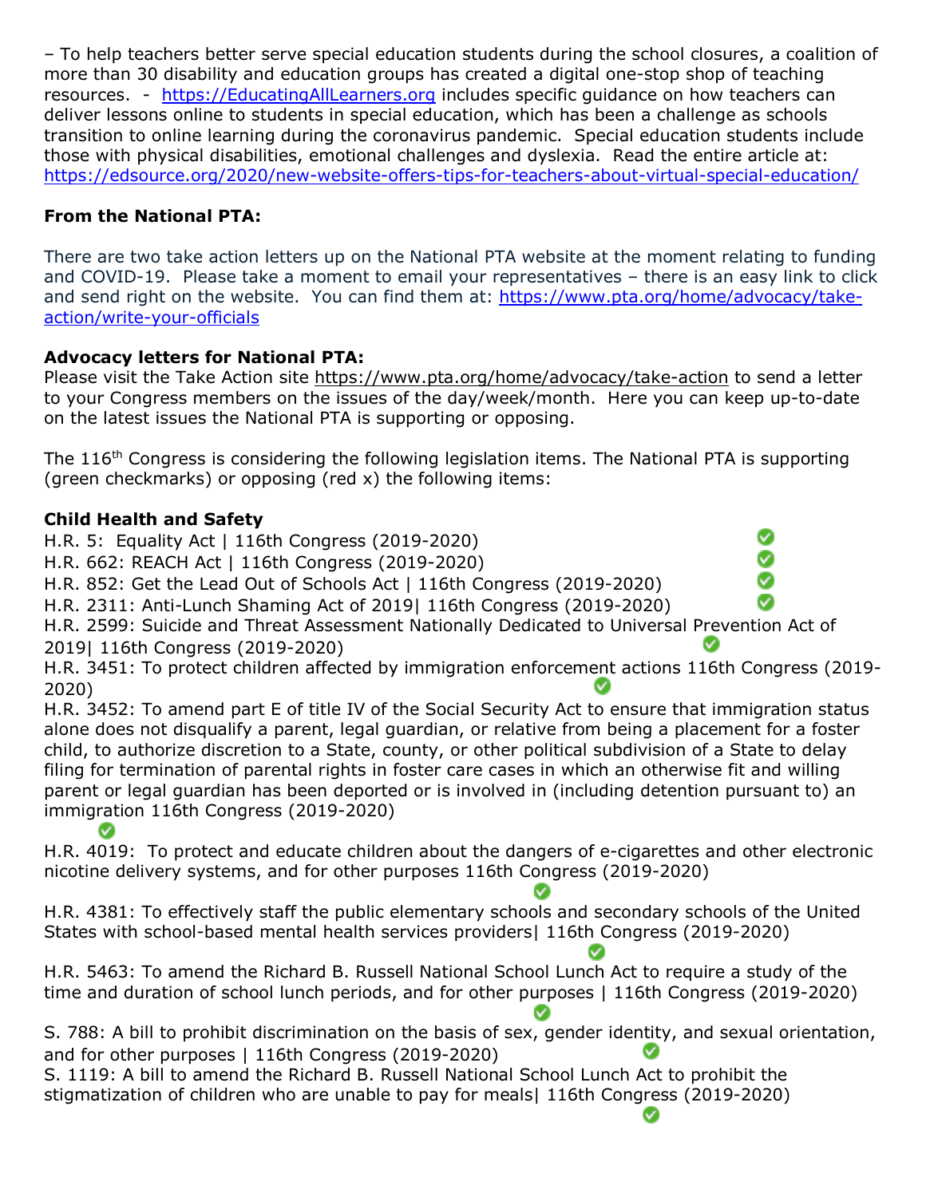– To help teachers better serve special education students during the school closures, a coalition of more than 30 disability and education groups has created a digital one-stop shop of teaching resources. - https://EducatingAllLearners.org includes specific guidance on how teachers can deliver lessons online to students in special education, which has been a challenge as schools transition to online learning during the coronavirus pandemic. Special education students include those with physical disabilities, emotional challenges and dyslexia. Read the entire article at: https://edsource.org/2020/new-website-offers-tips-for-teachers-about-virtual-special-education/

**From the National PTA:**

There are two take action letters up on the National PTA website at the moment relating to funding and COVID-19. Please take a moment to email your representatives – there is an easy link to click and send right on the website. You can find them at: https://www.pta.org/home/advocacy/take-action/write-your-officials

**Advocacy letters for National PTA:**
Please visit the Take Action site https://www.pta.org/home/advocacy/take-action to send a letter to your Congress members on the issues of the day/week/month. Here you can keep up-to-date on the latest issues the National PTA is supporting or opposing.

The 116th Congress is considering the following legislation items. The National PTA is supporting (green checkmarks) or opposing (red x) the following items:

**Child Health and Safety**

H.R. 5: Equality Act | 116th Congress (2019-2020) ✅

H.R. 662: REACH Act | 116th Congress (2019-2020) ✅

H.R. 852: Get the Lead Out of Schools Act | 116th Congress (2019-2020) ✅

H.R. 2311: Anti-Lunch Shaming Act of 2019| 116th Congress (2019-2020) ✅

H.R. 2599: Suicide and Threat Assessment Nationally Dedicated to Universal Prevention Act of 2019| 116th Congress (2019-2020) ✅

H.R. 3451: To protect children affected by immigration enforcement actions 116th Congress (2019-2020) ✅

H.R. 3452: To amend part E of title IV of the Social Security Act to ensure that immigration status alone does not disqualify a parent, legal guardian, or relative from being a placement for a foster child, to authorize discretion to a State, county, or other political subdivision of a State to delay filing for termination of parental rights in foster care cases in which an otherwise fit and willing parent or legal guardian has been deported or is involved in (including detention pursuant to) an immigration 116th Congress (2019-2020) ✅

H.R. 4019: To protect and educate children about the dangers of e-cigarettes and other electronic nicotine delivery systems, and for other purposes 116th Congress (2019-2020) ✅

H.R. 4381: To effectively staff the public elementary schools and secondary schools of the United States with school-based mental health services providers| 116th Congress (2019-2020) ✅

H.R. 5463: To amend the Richard B. Russell National School Lunch Act to require a study of the time and duration of school lunch periods, and for other purposes | 116th Congress (2019-2020) ✅

S. 788: A bill to prohibit discrimination on the basis of sex, gender identity, and sexual orientation, and for other purposes | 116th Congress (2019-2020) ✅

S. 1119: A bill to amend the Richard B. Russell National School Lunch Act to prohibit the stigmatization of children who are unable to pay for meals| 116th Congress (2019-2020) ✅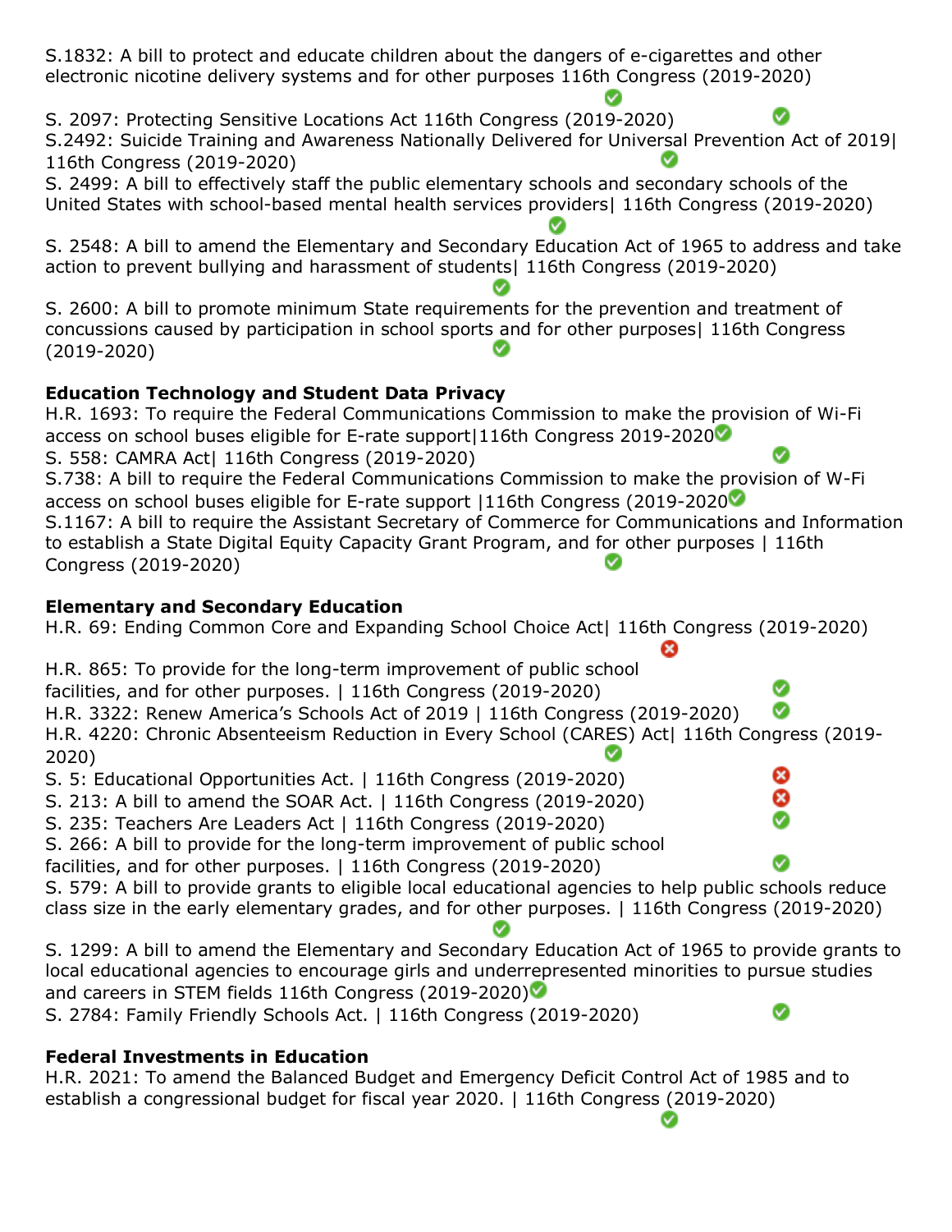S.1832: A bill to protect and educate children about the dangers of e-cigarettes and other electronic nicotine delivery systems and for other purposes 116th Congress (2019-2020) ✅

S. 2097: Protecting Sensitive Locations Act 116th Congress (2019-2020) ✅
S.2492: Suicide Training and Awareness Nationally Delivered for Universal Prevention Act of 2019| 116th Congress (2019-2020) ✅
S. 2499: A bill to effectively staff the public elementary schools and secondary schools of the United States with school-based mental health services providers| 116th Congress (2019-2020) ✅

S. 2548: A bill to amend the Elementary and Secondary Education Act of 1965 to address and take action to prevent bullying and harassment of students| 116th Congress (2019-2020) ✅

S. 2600: A bill to promote minimum State requirements for the prevention and treatment of concussions caused by participation in school sports and for other purposes| 116th Congress (2019-2020) ✅

**Education Technology and Student Data Privacy**
H.R. 1693: To require the Federal Communications Commission to make the provision of Wi-Fi access on school buses eligible for E-rate support|116th Congress 2019-2020 ✅
S. 558: CAMRA Act| 116th Congress (2019-2020) ✅
S.738: A bill to require the Federal Communications Commission to make the provision of W-Fi access on school buses eligible for E-rate support |116th Congress (2019-2020 ✅
S.1167: A bill to require the Assistant Secretary of Commerce for Communications and Information to establish a State Digital Equity Capacity Grant Program, and for other purposes | 116th Congress (2019-2020) ✅

**Elementary and Secondary Education**
H.R. 69: Ending Common Core and Expanding School Choice Act| 116th Congress (2019-2020) ❌

H.R. 865: To provide for the long-term improvement of public school facilities, and for other purposes. | 116th Congress (2019-2020) ✅
H.R. 3322: Renew America's Schools Act of 2019 | 116th Congress (2019-2020) ✅
H.R. 4220: Chronic Absenteeism Reduction in Every School (CARES) Act| 116th Congress (2019-2020) ✅
S. 5: Educational Opportunities Act. | 116th Congress (2019-2020) ❌
S. 213: A bill to amend the SOAR Act. | 116th Congress (2019-2020) ❌
S. 235: Teachers Are Leaders Act | 116th Congress (2019-2020) ✅
S. 266: A bill to provide for the long-term improvement of public school facilities, and for other purposes. | 116th Congress (2019-2020) ✅
S. 579: A bill to provide grants to eligible local educational agencies to help public schools reduce class size in the early elementary grades, and for other purposes. | 116th Congress (2019-2020) ✅

S. 1299: A bill to amend the Elementary and Secondary Education Act of 1965 to provide grants to local educational agencies to encourage girls and underrepresented minorities to pursue studies and careers in STEM fields 116th Congress (2019-2020) ✅
S. 2784: Family Friendly Schools Act. | 116th Congress (2019-2020) ✅

**Federal Investments in Education**
H.R. 2021: To amend the Balanced Budget and Emergency Deficit Control Act of 1985 and to establish a congressional budget for fiscal year 2020. | 116th Congress (2019-2020) ✅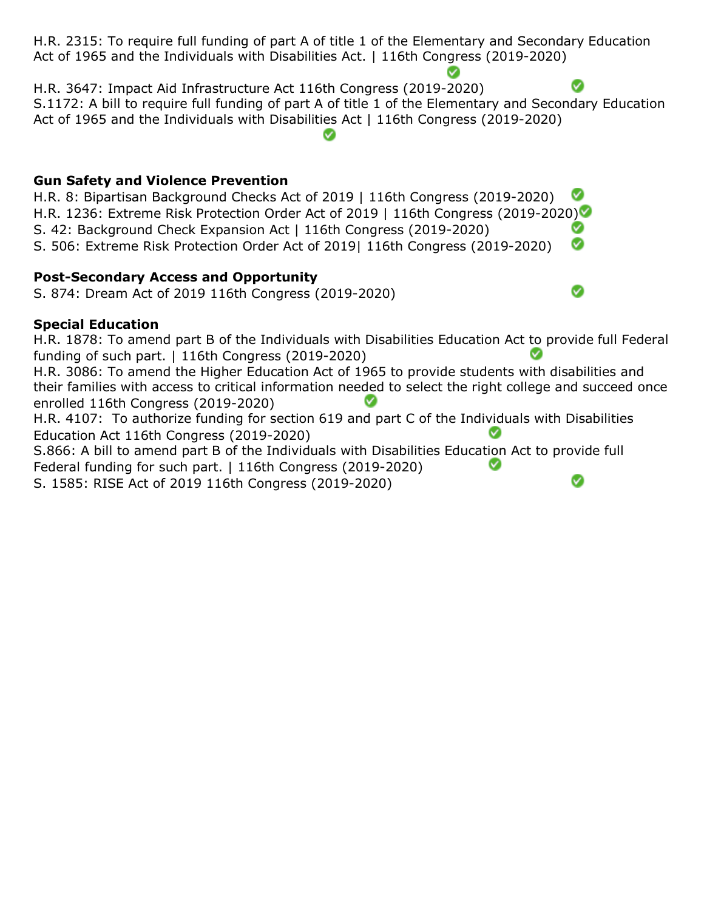H.R. 2315: To require full funding of part A of title 1 of the Elementary and Secondary Education Act of 1965 and the Individuals with Disabilities Act. | 116th Congress (2019-2020)

H.R. 3647: Impact Aid Infrastructure Act 116th Congress (2019-2020)

S.1172: A bill to require full funding of part A of title 1 of the Elementary and Secondary Education Act of 1965 and the Individuals with Disabilities Act | 116th Congress (2019-2020)

**Gun Safety and Violence Prevention**

H.R. 8: Bipartisan Background Checks Act of 2019 | 116th Congress (2019-2020)

H.R. 1236: Extreme Risk Protection Order Act of 2019 | 116th Congress (2019-2020)

S. 42: Background Check Expansion Act | 116th Congress (2019-2020)

S. 506: Extreme Risk Protection Order Act of 2019| 116th Congress (2019-2020)

**Post-Secondary Access and Opportunity**

S. 874: Dream Act of 2019 116th Congress (2019-2020)

**Special Education**

H.R. 1878: To amend part B of the Individuals with Disabilities Education Act to provide full Federal funding of such part. | 116th Congress (2019-2020)

H.R. 3086: To amend the Higher Education Act of 1965 to provide students with disabilities and their families with access to critical information needed to select the right college and succeed once enrolled 116th Congress (2019-2020)

H.R. 4107: To authorize funding for section 619 and part C of the Individuals with Disabilities Education Act 116th Congress (2019-2020)

S.866: A bill to amend part B of the Individuals with Disabilities Education Act to provide full Federal funding for such part. | 116th Congress (2019-2020)

S. 1585: RISE Act of 2019 116th Congress (2019-2020)